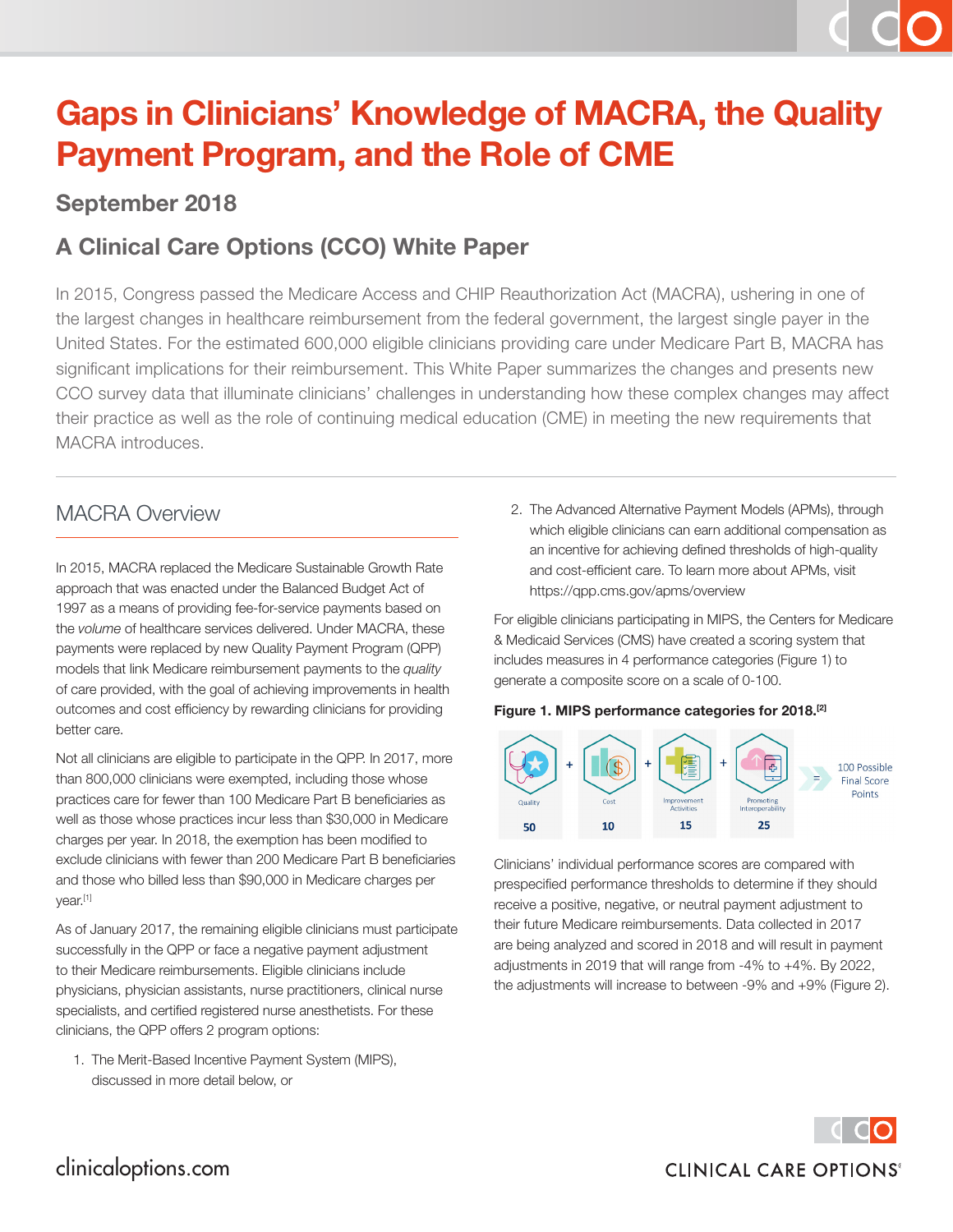# Gaps in Clinicians' Knowledge of MACRA, the Quality Payment Program, and the Role of CME

## September 2018

## A Clinical Care Options (CCO) White Paper

In 2015, Congress passed the Medicare Access and CHIP Reauthorization Act (MACRA), ushering in one of the largest changes in healthcare reimbursement from the federal government, the largest single payer in the United States. For the estimated 600,000 eligible clinicians providing care under Medicare Part B, MACRA has significant implications for their reimbursement. This White Paper summarizes the changes and presents new CCO survey data that illuminate clinicians' challenges in understanding how these complex changes may affect their practice as well as the role of continuing medical education (CME) in meeting the new requirements that MACRA introduces.

## MACRA Overview

In 2015, MACRA replaced the Medicare Sustainable Growth Rate approach that was enacted under the Balanced Budget Act of 1997 as a means of providing fee-for-service payments based on the *volume* of healthcare services delivered. Under MACRA, these payments were replaced by new Quality Payment Program (QPP) models that link Medicare reimbursement payments to the *quality* of care provided, with the goal of achieving improvements in health outcomes and cost efficiency by rewarding clinicians for providing better care.

Not all clinicians are eligible to participate in the QPP. In 2017, more than 800,000 clinicians were exempted, including those whose practices care for fewer than 100 Medicare Part B beneficiaries as well as those whose practices incur less than $30,000 in Medicare charges per year. In 2018, the exemption has been modified to exclude clinicians with fewer than 200 Medicare Part B beneficiaries and those who billed less than $90,000 in Medicare charges per year.[1]

As of January 2017, the remaining eligible clinicians must participate successfully in the QPP or face a negative payment adjustment to their Medicare reimbursements. Eligible clinicians include physicians, physician assistants, nurse practitioners, clinical nurse specialists, and certified registered nurse anesthetists. For these clinicians, the QPP offers 2 program options:

1. The Merit-Based Incentive Payment System (MIPS), discussed in more detail below, or
2. The Advanced Alternative Payment Models (APMs), through which eligible clinicians can earn additional compensation as an incentive for achieving defined thresholds of high-quality and cost-efficient care. To learn more about APMs, visit https://qpp.cms.gov/apms/overview

For eligible clinicians participating in MIPS, the Centers for Medicare & Medicaid Services (CMS) have created a scoring system that includes measures in 4 performance categories (Figure 1) to generate a composite score on a scale of 0-100.

**Figure 1. MIPS performance categories for 2018.[2]**

| Quality | + | Cost | + | Improvement Activities | + | Promoting Interoperability | = | 100 Possible Final Score Points |
|---|---|---|---|---|---|---|---|---|
| 50 | | 10 | | 15 | | 25 | | |

Clinicians' individual performance scores are compared with prespecified performance thresholds to determine if they should receive a positive, negative, or neutral payment adjustment to their future Medicare reimbursements. Data collected in 2017 are being analyzed and scored in 2018 and will result in payment adjustments in 2019 that will range from -4% to +4%. By 2022, the adjustments will increase to between -9% and +9% (Figure 2).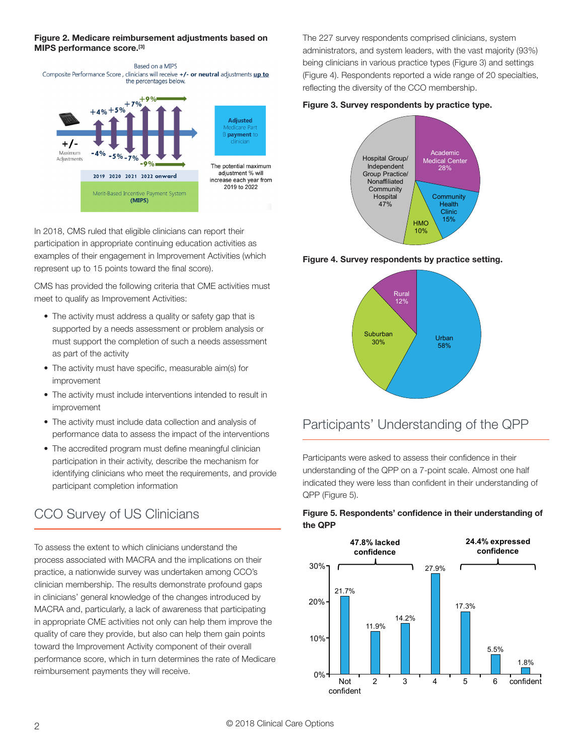**Figure 2. Medicare reimbursement adjustments based on MIPS performance score.[3]**

Based on a MIPS Composite Performance Score, clinicians will receive +/- or neutral adjustments up to the percentages below.

+/- Maximum Adjustments

+4% +5% +7% +9%

-4% -5% -7% -9%

2019 2020 2021 2022 onward

Merit-Based Incentive Payment System (MIPS)

Adjusted Medicare Part B payment to clinician

The potential maximum adjustment % will increase each year from 2019 to 2022

In 2018, CMS ruled that eligible clinicians can report their participation in appropriate continuing education activities as examples of their engagement in Improvement Activities (which represent up to 15 points toward the final score).

CMS has provided the following criteria that CME activities must meet to qualify as Improvement Activities:

- The activity must address a quality or safety gap that is supported by a needs assessment or problem analysis or must support the completion of such a needs assessment as part of the activity
- The activity must have specific, measurable aim(s) for improvement
- The activity must include interventions intended to result in improvement
- The activity must include data collection and analysis of performance data to assess the impact of the interventions
- The accredited program must define meaningful clinician participation in their activity, describe the mechanism for identifying clinicians who meet the requirements, and provide participant completion information

## CCO Survey of US Clinicians

To assess the extent to which clinicians understand the process associated with MACRA and the implications on their practice, a nationwide survey was undertaken among CCO's clinician membership. The results demonstrate profound gaps in clinicians' general knowledge of the changes introduced by MACRA and, particularly, a lack of awareness that participating in appropriate CME activities not only can help them improve the quality of care they provide, but also can help them gain points toward the Improvement Activity component of their overall performance score, which in turn determines the rate of Medicare reimbursement payments they will receive.

The 227 survey respondents comprised clinicians, system administrators, and system leaders, with the vast majority (93%) being clinicians in various practice types (Figure 3) and settings (Figure 4). Respondents reported a wide range of 20 specialties, reflecting the diversity of the CCO membership.

**Figure 3. Survey respondents by practice type.**

- Hospital Group/Independent Group Practice/Nonaffiliated Community Hospital: 47%
- Academic Medical Center: 28%
- Community Health Clinic: 15%
- HMO: 10%

**Figure 4. Survey respondents by practice setting.**

- Urban: 58%
- Suburban: 30%
- Rural: 12%

## Participants' Understanding of the QPP

Participants were asked to assess their confidence in their understanding of the QPP on a 7-point scale. Almost one half indicated they were less than confident in their understanding of QPP (Figure 5).

**Figure 5. Respondents' confidence in their understanding of the QPP**

47.8% lacked confidence; 24.4% expressed confidence

| Rating | Percentage |
|---|---|
| Not confident | 21.7% |
| 2 | 11.9% |
| 3 | 14.2% |
| 4 | 27.9% |
| 5 | 17.3% |
| 6 | 5.5% |
| confident | 1.8% |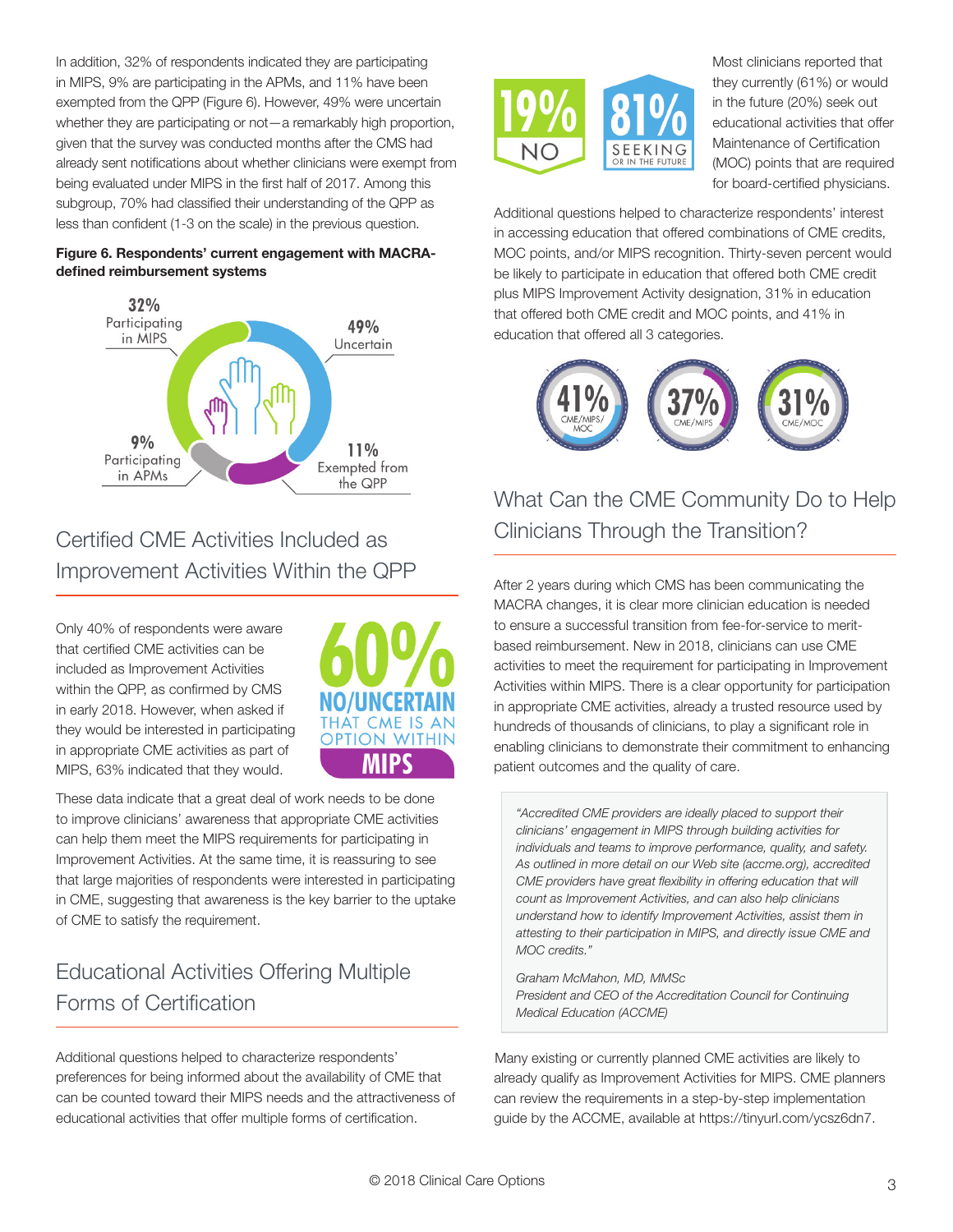In addition, 32% of respondents indicated they are participating in MIPS, 9% are participating in the APMs, and 11% have been exempted from the QPP (Figure 6). However, 49% were uncertain whether they are participating or not—a remarkably high proportion, given that the survey was conducted months after the CMS had already sent notifications about whether clinicians were exempt from being evaluated under MIPS in the first half of 2017. Among this subgroup, 70% had classified their understanding of the QPP as less than confident (1-3 on the scale) in the previous question.

**Figure 6. Respondents' current engagement with MACRA-defined reimbursement systems**

32% Participating in MIPS

49% Uncertain

9% Participating in APMs

11% Exempted from the QPP

## Certified CME Activities Included as Improvement Activities Within the QPP

Only 40% of respondents were aware that certified CME activities can be included as Improvement Activities within the QPP, as confirmed by CMS in early 2018. However, when asked if they would be interested in participating in appropriate CME activities as part of MIPS, 63% indicated that they would.

60% NO/UNCERTAIN THAT CME IS AN OPTION WITHIN MIPS

These data indicate that a great deal of work needs to be done to improve clinicians' awareness that appropriate CME activities can help them meet the MIPS requirements for participating in Improvement Activities. At the same time, it is reassuring to see that large majorities of respondents were interested in participating in CME, suggesting that awareness is the key barrier to the uptake of CME to satisfy the requirement.

## Educational Activities Offering Multiple Forms of Certification

Additional questions helped to characterize respondents' preferences for being informed about the availability of CME that can be counted toward their MIPS needs and the attractiveness of educational activities that offer multiple forms of certification.

19% NO

81% SEEKING OR IN THE FUTURE

Most clinicians reported that they currently (61%) or would in the future (20%) seek out educational activities that offer Maintenance of Certification (MOC) points that are required for board-certified physicians.

Additional questions helped to characterize respondents' interest in accessing education that offered combinations of CME credits, MOC points, and/or MIPS recognition. Thirty-seven percent would be likely to participate in education that offered both CME credit plus MIPS Improvement Activity designation, 31% in education that offered both CME credit and MOC points, and 41% in education that offered all 3 categories.

41% CME/MIPS/MOC

37% CME/MIPS

31% CME/MOC

## What Can the CME Community Do to Help Clinicians Through the Transition?

After 2 years during which CMS has been communicating the MACRA changes, it is clear more clinician education is needed to ensure a successful transition from fee-for-service to merit-based reimbursement. New in 2018, clinicians can use CME activities to meet the requirement for participating in Improvement Activities within MIPS. There is a clear opportunity for participation in appropriate CME activities, already a trusted resource used by hundreds of thousands of clinicians, to play a significant role in enabling clinicians to demonstrate their commitment to enhancing patient outcomes and the quality of care.

> *"Accredited CME providers are ideally placed to support their clinicians' engagement in MIPS through building activities for individuals and teams to improve performance, quality, and safety. As outlined in more detail on our Web site (accme.org), accredited CME providers have great flexibility in offering education that will count as Improvement Activities, and can also help clinicians understand how to identify Improvement Activities, assist them in attesting to their participation in MIPS, and directly issue CME and MOC credits."*
>
> *Graham McMahon, MD, MMSc*
> *President and CEO of the Accreditation Council for Continuing Medical Education (ACCME)*

Many existing or currently planned CME activities are likely to already qualify as Improvement Activities for MIPS. CME planners can review the requirements in a step-by-step implementation guide by the ACCME, available at https://tinyurl.com/ycsz6dn7.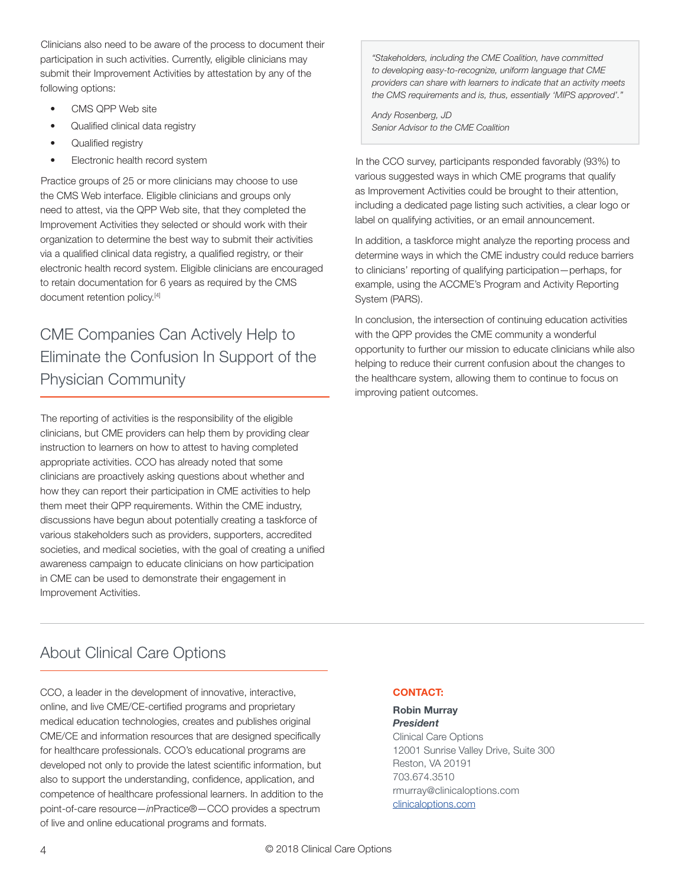Clinicians also need to be aware of the process to document their participation in such activities. Currently, eligible clinicians may submit their Improvement Activities by attestation by any of the following options:

- CMS QPP Web site
- Qualified clinical data registry
- Qualified registry
- Electronic health record system

Practice groups of 25 or more clinicians may choose to use the CMS Web interface. Eligible clinicians and groups only need to attest, via the QPP Web site, that they completed the Improvement Activities they selected or should work with their organization to determine the best way to submit their activities via a qualified clinical data registry, a qualified registry, or their electronic health record system. Eligible clinicians are encouraged to retain documentation for 6 years as required by the CMS document retention policy.[4]

## CME Companies Can Actively Help to Eliminate the Confusion In Support of the Physician Community

The reporting of activities is the responsibility of the eligible clinicians, but CME providers can help them by providing clear instruction to learners on how to attest to having completed appropriate activities. CCO has already noted that some clinicians are proactively asking questions about whether and how they can report their participation in CME activities to help them meet their QPP requirements. Within the CME industry, discussions have begun about potentially creating a taskforce of various stakeholders such as providers, supporters, accredited societies, and medical societies, with the goal of creating a unified awareness campaign to educate clinicians on how participation in CME can be used to demonstrate their engagement in Improvement Activities.

> *"Stakeholders, including the CME Coalition, have committed to developing easy-to-recognize, uniform language that CME providers can share with learners to indicate that an activity meets the CMS requirements and is, thus, essentially 'MIPS approved'."*
>
> *Andy Rosenberg, JD*
> *Senior Advisor to the CME Coalition*

In the CCO survey, participants responded favorably (93%) to various suggested ways in which CME programs that qualify as Improvement Activities could be brought to their attention, including a dedicated page listing such activities, a clear logo or label on qualifying activities, or an email announcement.

In addition, a taskforce might analyze the reporting process and determine ways in which the CME industry could reduce barriers to clinicians' reporting of qualifying participation—perhaps, for example, using the ACCME's Program and Activity Reporting System (PARS).

In conclusion, the intersection of continuing education activities with the QPP provides the CME community a wonderful opportunity to further our mission to educate clinicians while also helping to reduce their current confusion about the changes to the healthcare system, allowing them to continue to focus on improving patient outcomes.

## About Clinical Care Options

CCO, a leader in the development of innovative, interactive, online, and live CME/CE-certified programs and proprietary medical education technologies, creates and publishes original CME/CE and information resources that are designed specifically for healthcare professionals. CCO's educational programs are developed not only to provide the latest scientific information, but also to support the understanding, confidence, application, and competence of healthcare professional learners. In addition to the point-of-care resource—*in*Practice®—CCO provides a spectrum of live and online educational programs and formats.

**CONTACT:**

**Robin Murray**
***President***
Clinical Care Options
12001 Sunrise Valley Drive, Suite 300
Reston, VA 20191
703.674.3510
rmurray@clinicaloptions.com
clinicaloptions.com

© 2018 Clinical Care Options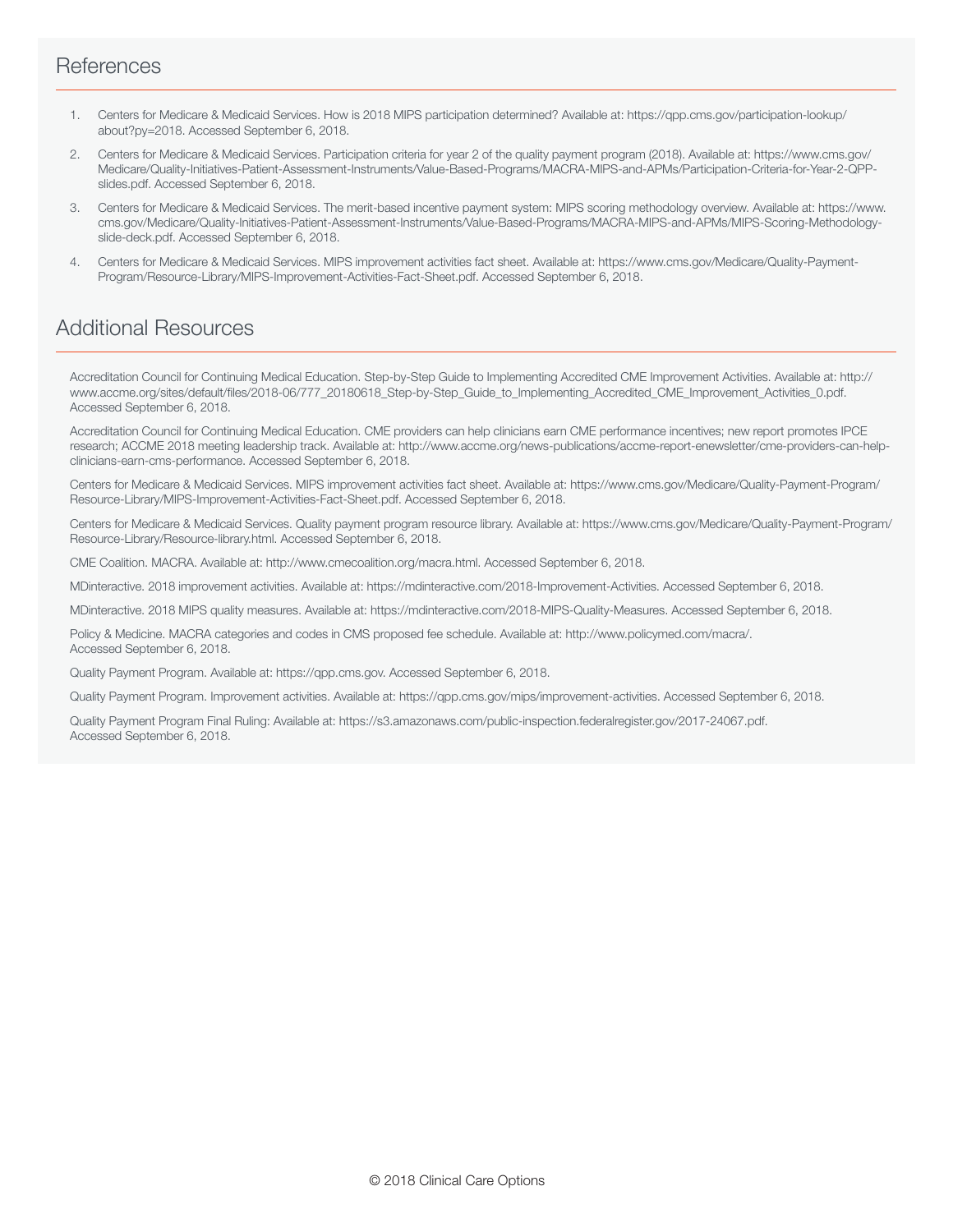## References

1. Centers for Medicare & Medicaid Services. How is 2018 MIPS participation determined? Available at: https://qpp.cms.gov/participation-lookup/about?py=2018. Accessed September 6, 2018.
2. Centers for Medicare & Medicaid Services. Participation criteria for year 2 of the quality payment program (2018). Available at: https://www.cms.gov/Medicare/Quality-Initiatives-Patient-Assessment-Instruments/Value-Based-Programs/MACRA-MIPS-and-APMs/Participation-Criteria-for-Year-2-QPP-slides.pdf. Accessed September 6, 2018.
3. Centers for Medicare & Medicaid Services. The merit-based incentive payment system: MIPS scoring methodology overview. Available at: https://www.cms.gov/Medicare/Quality-Initiatives-Patient-Assessment-Instruments/Value-Based-Programs/MACRA-MIPS-and-APMs/MIPS-Scoring-Methodology-slide-deck.pdf. Accessed September 6, 2018.
4. Centers for Medicare & Medicaid Services. MIPS improvement activities fact sheet. Available at: https://www.cms.gov/Medicare/Quality-Payment-Program/Resource-Library/MIPS-Improvement-Activities-Fact-Sheet.pdf. Accessed September 6, 2018.

## Additional Resources

Accreditation Council for Continuing Medical Education. Step-by-Step Guide to Implementing Accredited CME Improvement Activities. Available at: http://www.accme.org/sites/default/files/2018-06/777_20180618_Step-by-Step_Guide_to_Implementing_Accredited_CME_Improvement_Activities_0.pdf. Accessed September 6, 2018.

Accreditation Council for Continuing Medical Education. CME providers can help clinicians earn CME performance incentives; new report promotes IPCE research; ACCME 2018 meeting leadership track. Available at: http://www.accme.org/news-publications/accme-report-enewsletter/cme-providers-can-help-clinicians-earn-cms-performance. Accessed September 6, 2018.

Centers for Medicare & Medicaid Services. MIPS improvement activities fact sheet. Available at: https://www.cms.gov/Medicare/Quality-Payment-Program/Resource-Library/MIPS-Improvement-Activities-Fact-Sheet.pdf. Accessed September 6, 2018.

Centers for Medicare & Medicaid Services. Quality payment program resource library. Available at: https://www.cms.gov/Medicare/Quality-Payment-Program/Resource-Library/Resource-library.html. Accessed September 6, 2018.

CME Coalition. MACRA. Available at: http://www.cmecoalition.org/macra.html. Accessed September 6, 2018.

MDinteractive. 2018 improvement activities. Available at: https://mdinteractive.com/2018-Improvement-Activities. Accessed September 6, 2018.

MDinteractive. 2018 MIPS quality measures. Available at: https://mdinteractive.com/2018-MIPS-Quality-Measures. Accessed September 6, 2018.

Policy & Medicine. MACRA categories and codes in CMS proposed fee schedule. Available at: http://www.policymed.com/macra/. Accessed September 6, 2018.

Quality Payment Program. Available at: https://qpp.cms.gov. Accessed September 6, 2018.

Quality Payment Program. Improvement activities. Available at: https://qpp.cms.gov/mips/improvement-activities. Accessed September 6, 2018.

Quality Payment Program Final Ruling: Available at: https://s3.amazonaws.com/public-inspection.federalregister.gov/2017-24067.pdf. Accessed September 6, 2018.

© 2018 Clinical Care Options